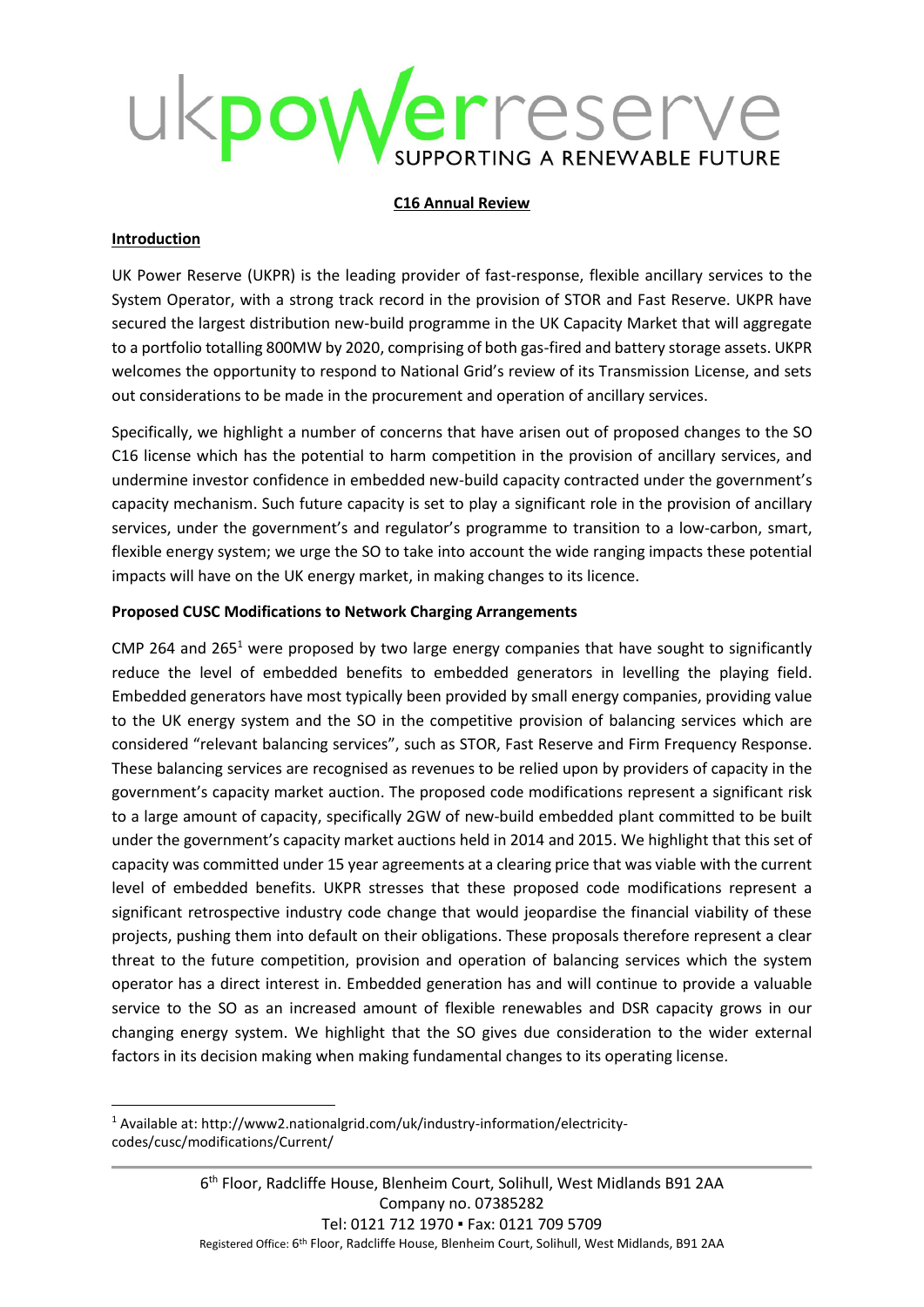ukpowerreserve
SUPPORTING A RENEWABLE FUTURE

**C16 Annual Review**

**Introduction**

UK Power Reserve (UKPR) is the leading provider of fast-response, flexible ancillary services to the System Operator, with a strong track record in the provision of STOR and Fast Reserve. UKPR have secured the largest distribution new-build programme in the UK Capacity Market that will aggregate to a portfolio totalling 800MW by 2020, comprising of both gas-fired and battery storage assets. UKPR welcomes the opportunity to respond to National Grid's review of its Transmission License, and sets out considerations to be made in the procurement and operation of ancillary services.

Specifically, we highlight a number of concerns that have arisen out of proposed changes to the SO C16 license which has the potential to harm competition in the provision of ancillary services, and undermine investor confidence in embedded new-build capacity contracted under the government's capacity mechanism. Such future capacity is set to play a significant role in the provision of ancillary services, under the government's and regulator's programme to transition to a low-carbon, smart, flexible energy system; we urge the SO to take into account the wide ranging impacts these potential impacts will have on the UK energy market, in making changes to its licence.

**Proposed CUSC Modifications to Network Charging Arrangements**

CMP 264 and 265[1] were proposed by two large energy companies that have sought to significantly reduce the level of embedded benefits to embedded generators in levelling the playing field. Embedded generators have most typically been provided by small energy companies, providing value to the UK energy system and the SO in the competitive provision of balancing services which are considered "relevant balancing services", such as STOR, Fast Reserve and Firm Frequency Response. These balancing services are recognised as revenues to be relied upon by providers of capacity in the government's capacity market auction. The proposed code modifications represent a significant risk to a large amount of capacity, specifically 2GW of new-build embedded plant committed to be built under the government's capacity market auctions held in 2014 and 2015. We highlight that this set of capacity was committed under 15 year agreements at a clearing price that was viable with the current level of embedded benefits. UKPR stresses that these proposed code modifications represent a significant retrospective industry code change that would jeopardise the financial viability of these projects, pushing them into default on their obligations. These proposals therefore represent a clear threat to the future competition, provision and operation of balancing services which the system operator has a direct interest in. Embedded generation has and will continue to provide a valuable service to the SO as an increased amount of flexible renewables and DSR capacity grows in our changing energy system. We highlight that the SO gives due consideration to the wider external factors in its decision making when making fundamental changes to its operating license.

[1] Available at: http://www2.nationalgrid.com/uk/industry-information/electricity-codes/cusc/modifications/Current/

6th Floor, Radcliffe House, Blenheim Court, Solihull, West Midlands B91 2AA
Company no. 07385282
Tel: 0121 712 1970 ▪ Fax: 0121 709 5709
Registered Office: 6th Floor, Radcliffe House, Blenheim Court, Solihull, West Midlands, B91 2AA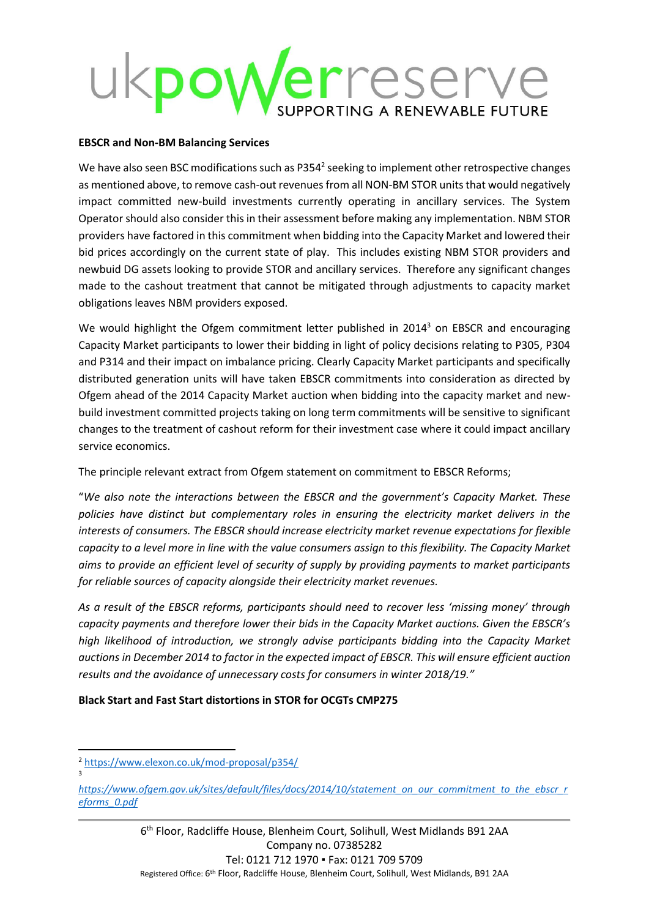**EBSCR and Non-BM Balancing Services**

We have also seen BSC modifications such as P354[2] seeking to implement other retrospective changes as mentioned above, to remove cash-out revenues from all NON-BM STOR units that would negatively impact committed new-build investments currently operating in ancillary services. The System Operator should also consider this in their assessment before making any implementation. NBM STOR providers have factored in this commitment when bidding into the Capacity Market and lowered their bid prices accordingly on the current state of play. This includes existing NBM STOR providers and newbuid DG assets looking to provide STOR and ancillary services. Therefore any significant changes made to the cashout treatment that cannot be mitigated through adjustments to capacity market obligations leaves NBM providers exposed.

We would highlight the Ofgem commitment letter published in 2014[3] on EBSCR and encouraging Capacity Market participants to lower their bidding in light of policy decisions relating to P305, P304 and P314 and their impact on imbalance pricing. Clearly Capacity Market participants and specifically distributed generation units will have taken EBSCR commitments into consideration as directed by Ofgem ahead of the 2014 Capacity Market auction when bidding into the capacity market and new-build investment committed projects taking on long term commitments will be sensitive to significant changes to the treatment of cashout reform for their investment case where it could impact ancillary service economics.

The principle relevant extract from Ofgem statement on commitment to EBSCR Reforms;

"*We also note the interactions between the EBSCR and the government's Capacity Market. These policies have distinct but complementary roles in ensuring the electricity market delivers in the interests of consumers. The EBSCR should increase electricity market revenue expectations for flexible capacity to a level more in line with the value consumers assign to this flexibility. The Capacity Market aims to provide an efficient level of security of supply by providing payments to market participants for reliable sources of capacity alongside their electricity market revenues.*

*As a result of the EBSCR reforms, participants should need to recover less 'missing money' through capacity payments and therefore lower their bids in the Capacity Market auctions. Given the EBSCR's high likelihood of introduction, we strongly advise participants bidding into the Capacity Market auctions in December 2014 to factor in the expected impact of EBSCR. This will ensure efficient auction results and the avoidance of unnecessary costs for consumers in winter 2018/19.*"

**Black Start and Fast Start distortions in STOR for OCGTs CMP275**

---

[2] https://www.elexon.co.uk/mod-proposal/p354/

[3] https://www.ofgem.gov.uk/sites/default/files/docs/2014/10/statement_on_our_commitment_to_the_ebscr_reforms_0.pdf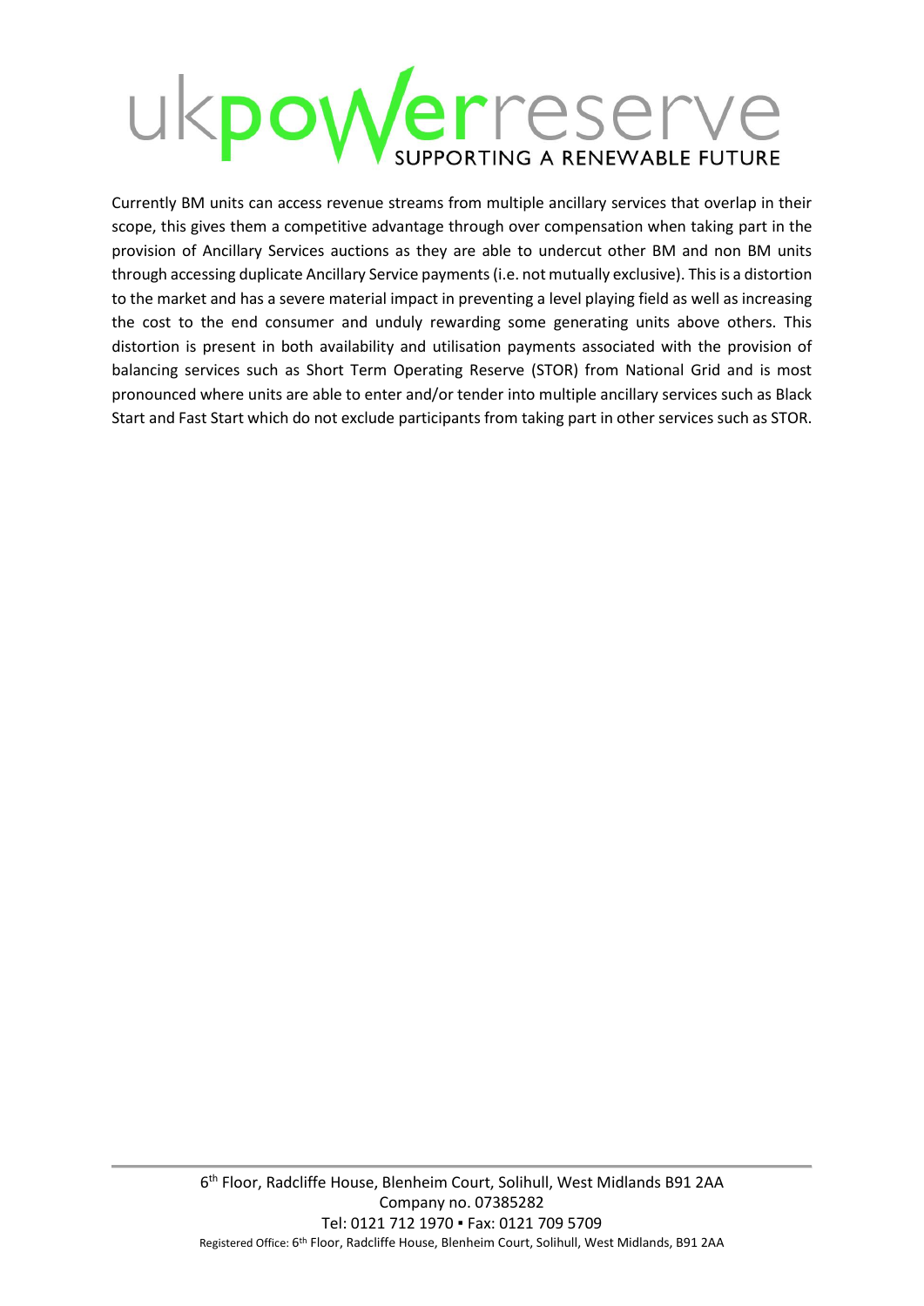Currently BM units can access revenue streams from multiple ancillary services that overlap in their scope, this gives them a competitive advantage through over compensation when taking part in the provision of Ancillary Services auctions as they are able to undercut other BM and non BM units through accessing duplicate Ancillary Service payments (i.e. not mutually exclusive). This is a distortion to the market and has a severe material impact in preventing a level playing field as well as increasing the cost to the end consumer and unduly rewarding some generating units above others. This distortion is present in both availability and utilisation payments associated with the provision of balancing services such as Short Term Operating Reserve (STOR) from National Grid and is most pronounced where units are able to enter and/or tender into multiple ancillary services such as Black Start and Fast Start which do not exclude participants from taking part in other services such as STOR.